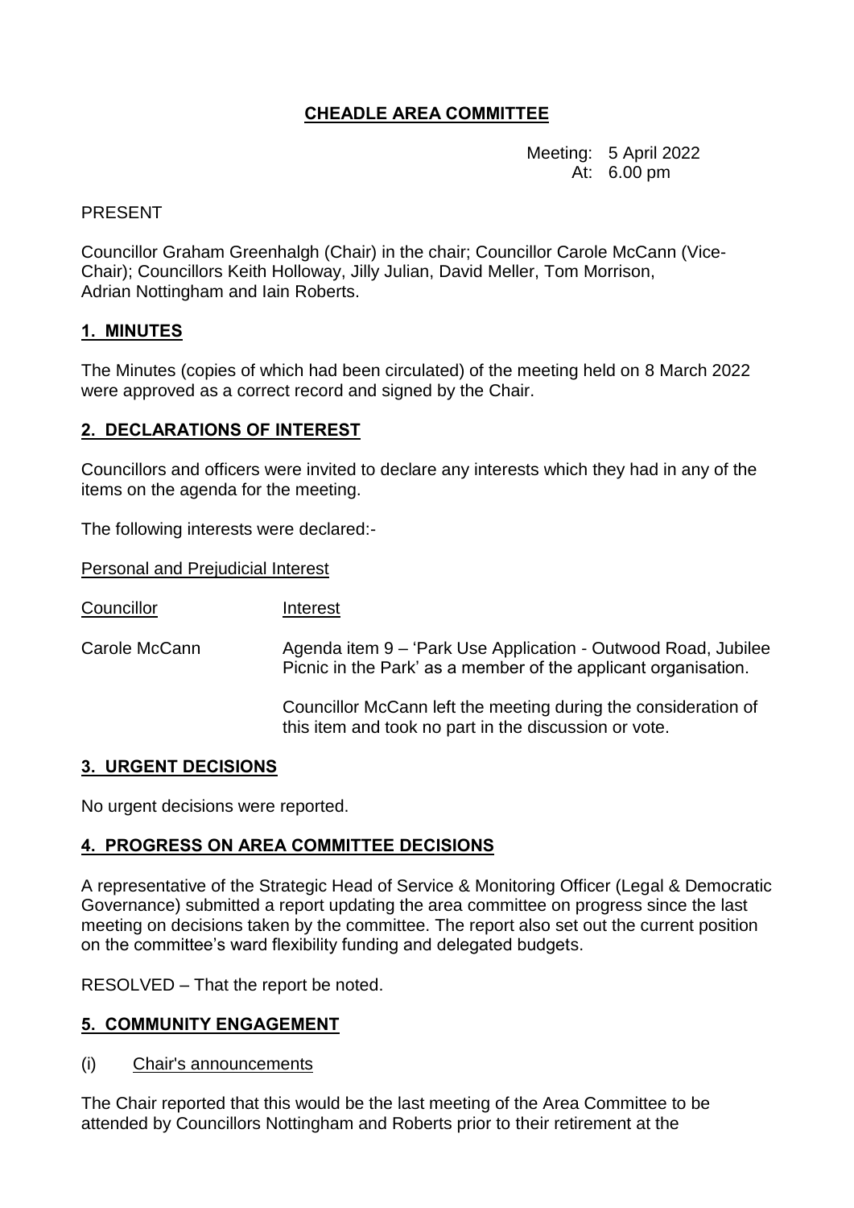# CHEADLE AREA COMMITTEE

Meeting: 5 April 2022
At: 6.00 pm

PRESENT

Councillor Graham Greenhalgh (Chair) in the chair; Councillor Carole McCann (Vice-Chair); Councillors Keith Holloway, Jilly Julian, David Meller, Tom Morrison, Adrian Nottingham and Iain Roberts.

## 1. MINUTES

The Minutes (copies of which had been circulated) of the meeting held on 8 March 2022 were approved as a correct record and signed by the Chair.

## 2. DECLARATIONS OF INTEREST

Councillors and officers were invited to declare any interests which they had in any of the items on the agenda for the meeting.

The following interests were declared:-

Personal and Prejudicial Interest

| Councillor | Interest |
| --- | --- |
| Carole McCann | Agenda item 9 – 'Park Use Application - Outwood Road, Jubilee Picnic in the Park' as a member of the applicant organisation.<br><br>Councillor McCann left the meeting during the consideration of this item and took no part in the discussion or vote. |

## 3. URGENT DECISIONS

No urgent decisions were reported.

## 4. PROGRESS ON AREA COMMITTEE DECISIONS

A representative of the Strategic Head of Service & Monitoring Officer (Legal & Democratic Governance) submitted a report updating the area committee on progress since the last meeting on decisions taken by the committee. The report also set out the current position on the committee's ward flexibility funding and delegated budgets.

RESOLVED – That the report be noted.

## 5. COMMUNITY ENGAGEMENT

(i) Chair's announcements

The Chair reported that this would be the last meeting of the Area Committee to be attended by Councillors Nottingham and Roberts prior to their retirement at the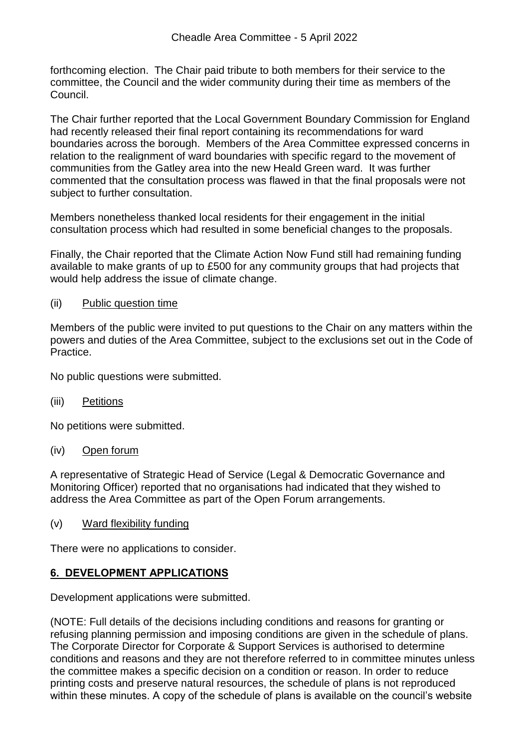forthcoming election. The Chair paid tribute to both members for their service to the committee, the Council and the wider community during their time as members of the Council.

The Chair further reported that the Local Government Boundary Commission for England had recently released their final report containing its recommendations for ward boundaries across the borough. Members of the Area Committee expressed concerns in relation to the realignment of ward boundaries with specific regard to the movement of communities from the Gatley area into the new Heald Green ward. It was further commented that the consultation process was flawed in that the final proposals were not subject to further consultation.

Members nonetheless thanked local residents for their engagement in the initial consultation process which had resulted in some beneficial changes to the proposals.

Finally, the Chair reported that the Climate Action Now Fund still had remaining funding available to make grants of up to £500 for any community groups that had projects that would help address the issue of climate change.

(ii) Public question time

Members of the public were invited to put questions to the Chair on any matters within the powers and duties of the Area Committee, subject to the exclusions set out in the Code of Practice.

No public questions were submitted.

(iii) Petitions

No petitions were submitted.

(iv) Open forum

A representative of Strategic Head of Service (Legal & Democratic Governance and Monitoring Officer) reported that no organisations had indicated that they wished to address the Area Committee as part of the Open Forum arrangements.

(v) Ward flexibility funding

There were no applications to consider.

## 6. DEVELOPMENT APPLICATIONS

Development applications were submitted.

(NOTE: Full details of the decisions including conditions and reasons for granting or refusing planning permission and imposing conditions are given in the schedule of plans. The Corporate Director for Corporate & Support Services is authorised to determine conditions and reasons and they are not therefore referred to in committee minutes unless the committee makes a specific decision on a condition or reason. In order to reduce printing costs and preserve natural resources, the schedule of plans is not reproduced within these minutes. A copy of the schedule of plans is available on the council's website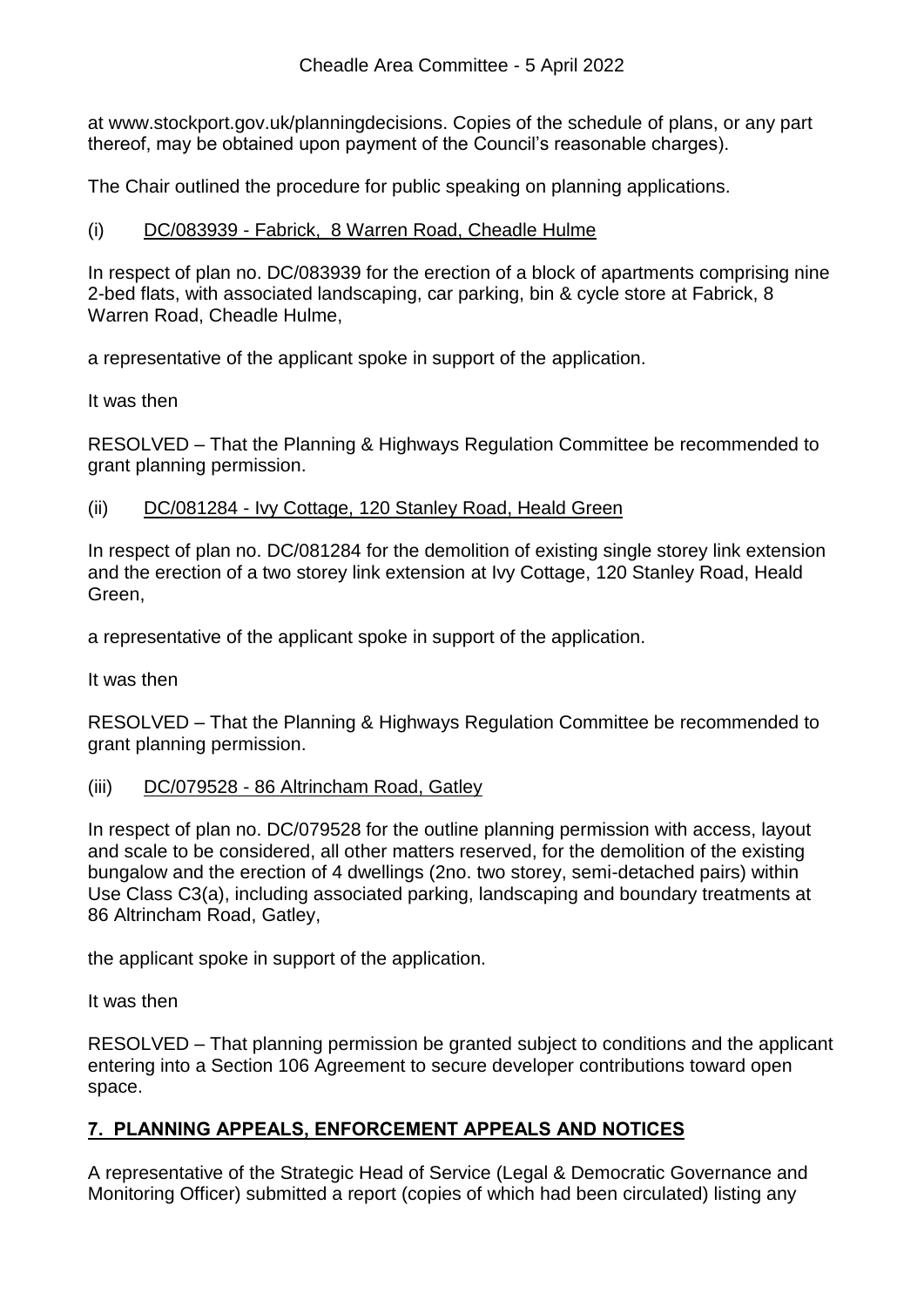at www.stockport.gov.uk/planningdecisions. Copies of the schedule of plans, or any part thereof, may be obtained upon payment of the Council's reasonable charges).

The Chair outlined the procedure for public speaking on planning applications.

(i) DC/083939 - Fabrick, 8 Warren Road, Cheadle Hulme

In respect of plan no. DC/083939 for the erection of a block of apartments comprising nine 2-bed flats, with associated landscaping, car parking, bin & cycle store at Fabrick, 8 Warren Road, Cheadle Hulme,

a representative of the applicant spoke in support of the application.

It was then

RESOLVED – That the Planning & Highways Regulation Committee be recommended to grant planning permission.

(ii) DC/081284 - Ivy Cottage, 120 Stanley Road, Heald Green

In respect of plan no. DC/081284 for the demolition of existing single storey link extension and the erection of a two storey link extension at Ivy Cottage, 120 Stanley Road, Heald Green,

a representative of the applicant spoke in support of the application.

It was then

RESOLVED – That the Planning & Highways Regulation Committee be recommended to grant planning permission.

(iii) DC/079528 - 86 Altrincham Road, Gatley

In respect of plan no. DC/079528 for the outline planning permission with access, layout and scale to be considered, all other matters reserved, for the demolition of the existing bungalow and the erection of 4 dwellings (2no. two storey, semi-detached pairs) within Use Class C3(a), including associated parking, landscaping and boundary treatments at 86 Altrincham Road, Gatley,

the applicant spoke in support of the application.

It was then

RESOLVED – That planning permission be granted subject to conditions and the applicant entering into a Section 106 Agreement to secure developer contributions toward open space.

## 7. PLANNING APPEALS, ENFORCEMENT APPEALS AND NOTICES

A representative of the Strategic Head of Service (Legal & Democratic Governance and Monitoring Officer) submitted a report (copies of which had been circulated) listing any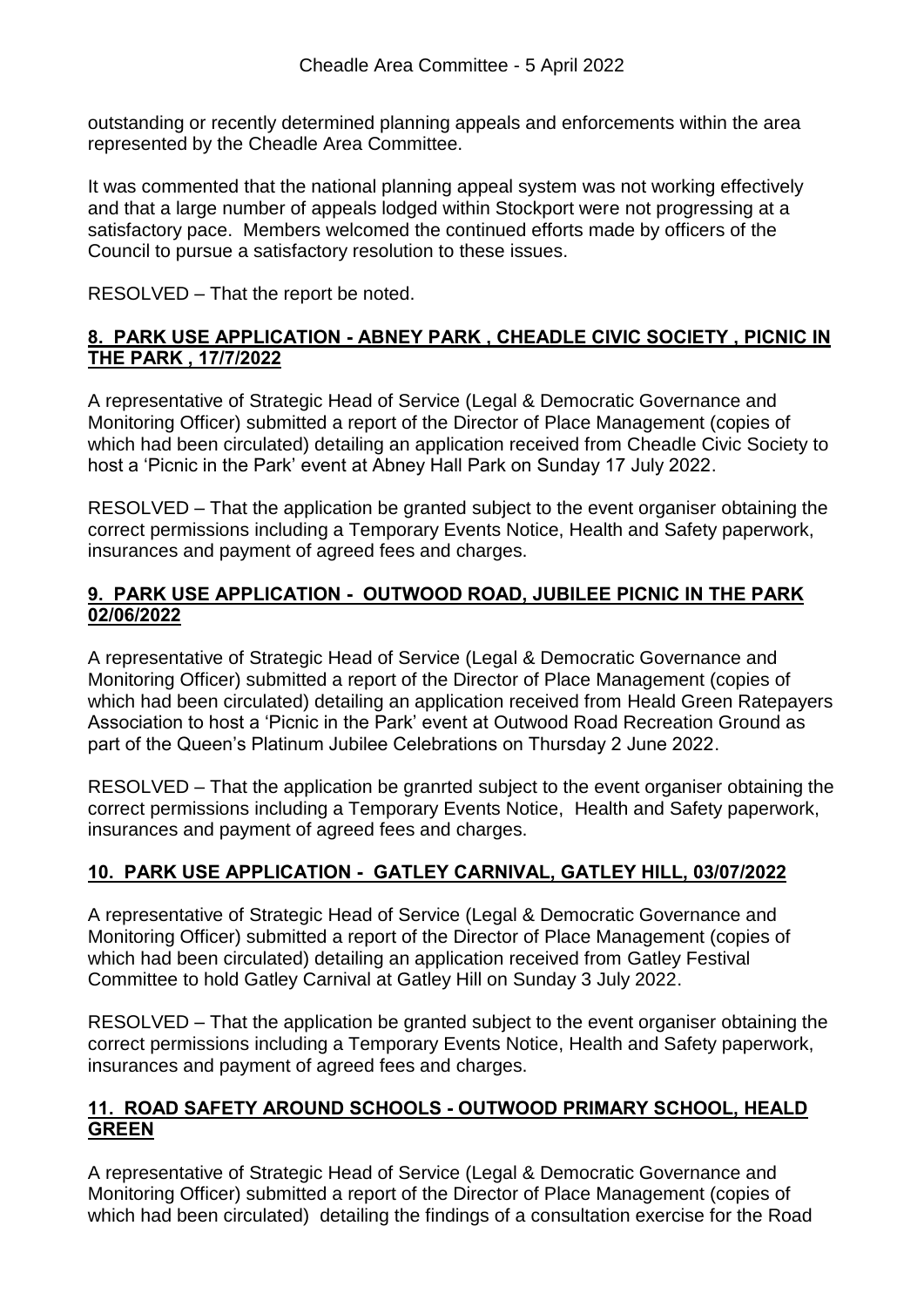outstanding or recently determined planning appeals and enforcements within the area represented by the Cheadle Area Committee.

It was commented that the national planning appeal system was not working effectively and that a large number of appeals lodged within Stockport were not progressing at a satisfactory pace. Members welcomed the continued efforts made by officers of the Council to pursue a satisfactory resolution to these issues.

RESOLVED – That the report be noted.

## 8. PARK USE APPLICATION - ABNEY PARK , CHEADLE CIVIC SOCIETY , PICNIC IN THE PARK , 17/7/2022

A representative of Strategic Head of Service (Legal & Democratic Governance and Monitoring Officer) submitted a report of the Director of Place Management (copies of which had been circulated) detailing an application received from Cheadle Civic Society to host a 'Picnic in the Park' event at Abney Hall Park on Sunday 17 July 2022.

RESOLVED – That the application be granted subject to the event organiser obtaining the correct permissions including a Temporary Events Notice, Health and Safety paperwork, insurances and payment of agreed fees and charges.

## 9. PARK USE APPLICATION - OUTWOOD ROAD, JUBILEE PICNIC IN THE PARK 02/06/2022

A representative of Strategic Head of Service (Legal & Democratic Governance and Monitoring Officer) submitted a report of the Director of Place Management (copies of which had been circulated) detailing an application received from Heald Green Ratepayers Association to host a 'Picnic in the Park' event at Outwood Road Recreation Ground as part of the Queen's Platinum Jubilee Celebrations on Thursday 2 June 2022.

RESOLVED – That the application be granrted subject to the event organiser obtaining the correct permissions including a Temporary Events Notice, Health and Safety paperwork, insurances and payment of agreed fees and charges.

## 10. PARK USE APPLICATION - GATLEY CARNIVAL, GATLEY HILL, 03/07/2022

A representative of Strategic Head of Service (Legal & Democratic Governance and Monitoring Officer) submitted a report of the Director of Place Management (copies of which had been circulated) detailing an application received from Gatley Festival Committee to hold Gatley Carnival at Gatley Hill on Sunday 3 July 2022.

RESOLVED – That the application be granted subject to the event organiser obtaining the correct permissions including a Temporary Events Notice, Health and Safety paperwork, insurances and payment of agreed fees and charges.

## 11. ROAD SAFETY AROUND SCHOOLS - OUTWOOD PRIMARY SCHOOL, HEALD GREEN

A representative of Strategic Head of Service (Legal & Democratic Governance and Monitoring Officer) submitted a report of the Director of Place Management (copies of which had been circulated) detailing the findings of a consultation exercise for the Road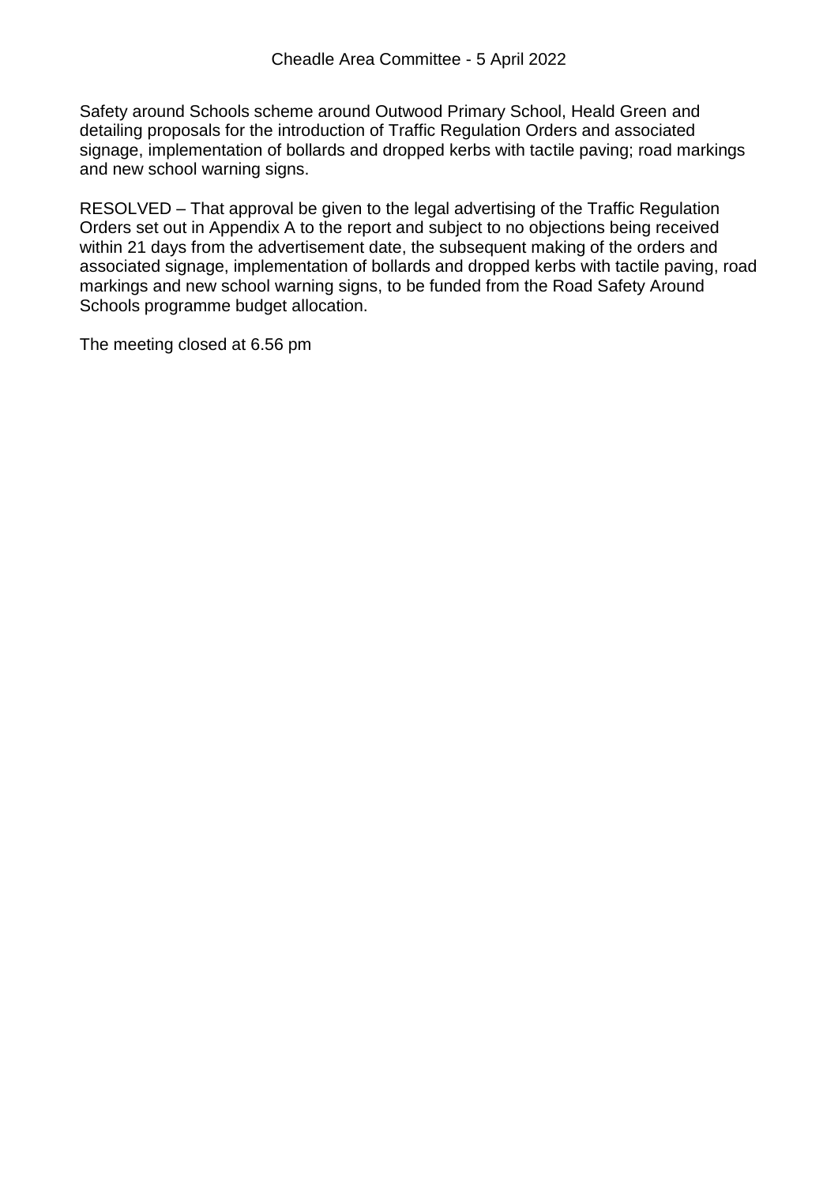Safety around Schools scheme around Outwood Primary School, Heald Green and detailing proposals for the introduction of Traffic Regulation Orders and associated signage, implementation of bollards and dropped kerbs with tactile paving; road markings and new school warning signs.

RESOLVED – That approval be given to the legal advertising of the Traffic Regulation Orders set out in Appendix A to the report and subject to no objections being received within 21 days from the advertisement date, the subsequent making of the orders and associated signage, implementation of bollards and dropped kerbs with tactile paving, road markings and new school warning signs, to be funded from the Road Safety Around Schools programme budget allocation.

The meeting closed at 6.56 pm